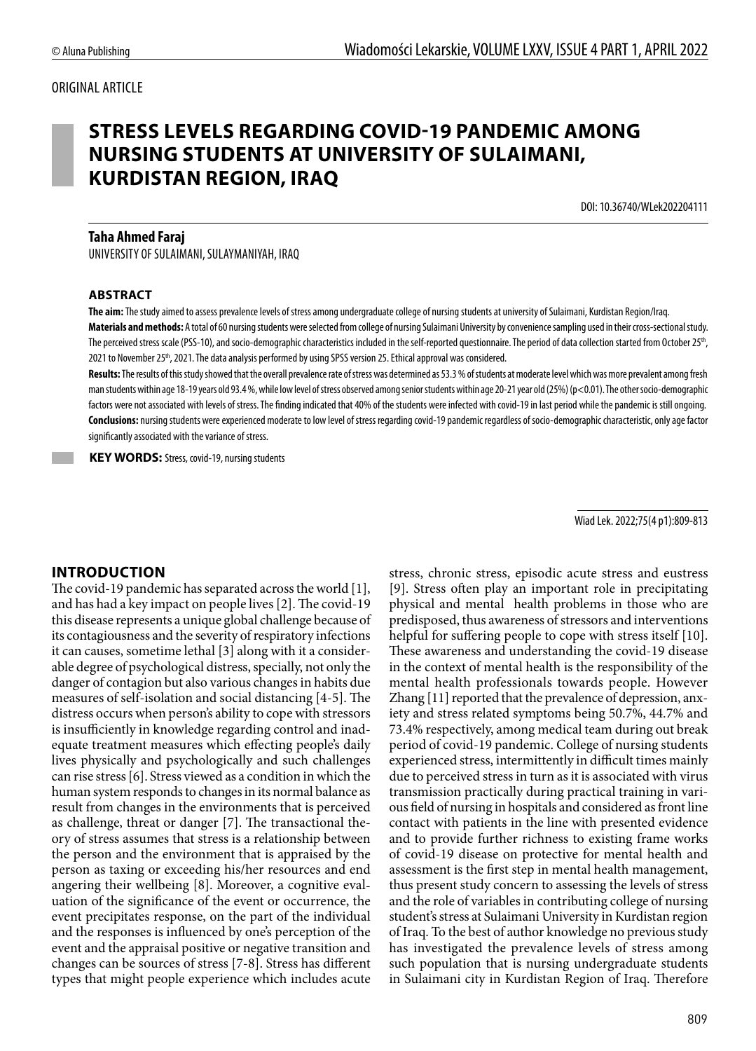ORIGINAL ARTICLE

# STRESS LEVELS REGARDING COVID-19 PANDEMIC AMONG NURSING STUDENTS AT UNIVERSITY OF SULAIMANI, KURDISTAN REGION, IRAQ

DOI: 10.36740/WLek202204111

**Taha Ahmed Faraj**

UNIVERSITY OF SULAIMANI, SULAYMANIYAH, IRAQ

### ABSTRACT

**The aim:** The study aimed to assess prevalence levels of stress among undergraduate college of nursing students at university of Sulaimani, Kurdistan Region/Iraq.

**Materials and methods:** A total of 60 nursing students were selected from college of nursing Sulaimani University by convenience sampling used in their cross-sectional study. The perceived stress scale (PSS-10), and socio-demographic characteristics included in the self-reported questionnaire. The period of data collection started from October 25th, 2021 to November 25th, 2021. The data analysis performed by using SPSS version 25. Ethical approval was considered.

**Results:** The results of this study showed that the overall prevalence rate of stress was determined as 53.3 % of students at moderate level which was more prevalent among fresh man students within age 18-19 years old 93.4 %, while low level of stress observed among senior students within age 20-21 year old (25%) ($p<0.01$). The other socio-demographic factors were not associated with levels of stress. The finding indicated that 40% of the students were infected with covid-19 in last period while the pandemic is still ongoing.

**Conclusions:** nursing students were experienced moderate to low level of stress regarding covid-19 pandemic regardless of socio-demographic characteristic, only age factor significantly associated with the variance of stress.

**KEY WORDS:** Stress, covid-19, nursing students

Wiad Lek. 2022;75(4 p1):809-813

## INTRODUCTION

The covid-19 pandemic has separated across the world [1], and has had a key impact on people lives [2]. The covid-19 this disease represents a unique global challenge because of its contagiousness and the severity of respiratory infections it can causes, sometime lethal [3] along with it a considerable degree of psychological distress, specially, not only the danger of contagion but also various changes in habits due measures of self-isolation and social distancing [4-5]. The distress occurs when person's ability to cope with stressors is insufficiently in knowledge regarding control and inadequate treatment measures which effecting people's daily lives physically and psychologically and such challenges can rise stress [6]. Stress viewed as a condition in which the human system responds to changes in its normal balance as result from changes in the environments that is perceived as challenge, threat or danger [7]. The transactional theory of stress assumes that stress is a relationship between the person and the environment that is appraised by the person as taxing or exceeding his/her resources and end angering their wellbeing [8]. Moreover, a cognitive evaluation of the significance of the event or occurrence, the event precipitates response, on the part of the individual and the responses is influenced by one's perception of the event and the appraisal positive or negative transition and changes can be sources of stress [7-8]. Stress has different types that might people experience which includes acute stress, chronic stress, episodic acute stress and eustress [9]. Stress often play an important role in precipitating physical and mental health problems in those who are predisposed, thus awareness of stressors and interventions helpful for suffering people to cope with stress itself [10]. These awareness and understanding the covid-19 disease in the context of mental health is the responsibility of the mental health professionals towards people. However Zhang [11] reported that the prevalence of depression, anxiety and stress related symptoms being 50.7%, 44.7% and 73.4% respectively, among medical team during out break period of covid-19 pandemic. College of nursing students experienced stress, intermittently in difficult times mainly due to perceived stress in turn as it is associated with virus transmission practically during practical training in various field of nursing in hospitals and considered as front line contact with patients in the line with presented evidence and to provide further richness to existing frame works of covid-19 disease on protective for mental health and assessment is the first step in mental health management, thus present study concern to assessing the levels of stress and the role of variables in contributing college of nursing student's stress at Sulaimani University in Kurdistan region of Iraq. To the best of author knowledge no previous study has investigated the prevalence levels of stress among such population that is nursing undergraduate students in Sulaimani city in Kurdistan Region of Iraq. Therefore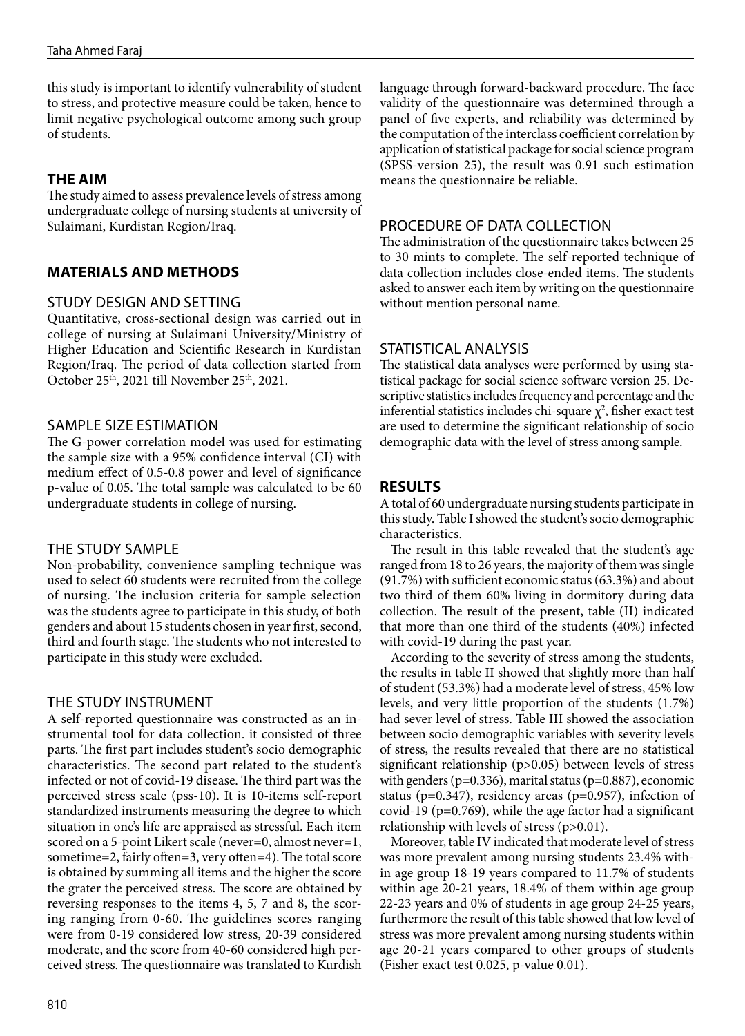this study is important to identify vulnerability of student to stress, and protective measure could be taken, hence to limit negative psychological outcome among such group of students.

## THE AIM

The study aimed to assess prevalence levels of stress among undergraduate college of nursing students at university of Sulaimani, Kurdistan Region/Iraq.

## MATERIALS AND METHODS

### STUDY DESIGN AND SETTING

Quantitative, cross-sectional design was carried out in college of nursing at Sulaimani University/Ministry of Higher Education and Scientific Research in Kurdistan Region/Iraq. The period of data collection started from October 25th, 2021 till November 25th, 2021.

### SAMPLE SIZE ESTIMATION

The G-power correlation model was used for estimating the sample size with a 95% confidence interval (CI) with medium effect of 0.5-0.8 power and level of significance p-value of 0.05. The total sample was calculated to be 60 undergraduate students in college of nursing.

### THE STUDY SAMPLE

Non-probability, convenience sampling technique was used to select 60 students were recruited from the college of nursing. The inclusion criteria for sample selection was the students agree to participate in this study, of both genders and about 15 students chosen in year first, second, third and fourth stage. The students who not interested to participate in this study were excluded.

### THE STUDY INSTRUMENT

A self-reported questionnaire was constructed as an instrumental tool for data collection. it consisted of three parts. The first part includes student's socio demographic characteristics. The second part related to the student's infected or not of covid-19 disease. The third part was the perceived stress scale (pss-10). It is 10-items self-report standardized instruments measuring the degree to which situation in one's life are appraised as stressful. Each item scored on a 5-point Likert scale (never=0, almost never=1, sometime=2, fairly often=3, very often=4). The total score is obtained by summing all items and the higher the score the grater the perceived stress. The score are obtained by reversing responses to the items 4, 5, 7 and 8, the scoring ranging from 0-60. The guidelines scores ranging were from 0-19 considered low stress, 20-39 considered moderate, and the score from 40-60 considered high perceived stress. The questionnaire was translated to Kurdish language through forward-backward procedure. The face validity of the questionnaire was determined through a panel of five experts, and reliability was determined by the computation of the interclass coefficient correlation by application of statistical package for social science program (SPSS-version 25), the result was 0.91 such estimation means the questionnaire be reliable.

### PROCEDURE OF DATA COLLECTION

The administration of the questionnaire takes between 25 to 30 mints to complete. The self-reported technique of data collection includes close-ended items. The students asked to answer each item by writing on the questionnaire without mention personal name.

### STATISTICAL ANALYSIS

The statistical data analyses were performed by using statistical package for social science software version 25. Descriptive statistics includes frequency and percentage and the inferential statistics includes chi-square $\chi^2$, fisher exact test are used to determine the significant relationship of socio demographic data with the level of stress among sample.

## RESULTS

A total of 60 undergraduate nursing students participate in this study. Table I showed the student's socio demographic characteristics.

The result in this table revealed that the student's age ranged from 18 to 26 years, the majority of them was single (91.7%) with sufficient economic status (63.3%) and about two third of them 60% living in dormitory during data collection. The result of the present, table (II) indicated that more than one third of the students (40%) infected with covid-19 during the past year.

According to the severity of stress among the students, the results in table II showed that slightly more than half of student (53.3%) had a moderate level of stress, 45% low levels, and very little proportion of the students (1.7%) had sever level of stress. Table III showed the association between socio demographic variables with severity levels of stress, the results revealed that there are no statistical significant relationship ($p>0.05$) between levels of stress with genders ($p=0.336$), marital status ($p=0.887$), economic status ($p=0.347$), residency areas ($p=0.957$), infection of covid-19 ($p=0.769$), while the age factor had a significant relationship with levels of stress ($p>0.01$).

Moreover, table IV indicated that moderate level of stress was more prevalent among nursing students 23.4% within age group 18-19 years compared to 11.7% of students within age 20-21 years, 18.4% of them within age group 22-23 years and 0% of students in age group 24-25 years, furthermore the result of this table showed that low level of stress was more prevalent among nursing students within age 20-21 years compared to other groups of students (Fisher exact test 0.025, p-value 0.01).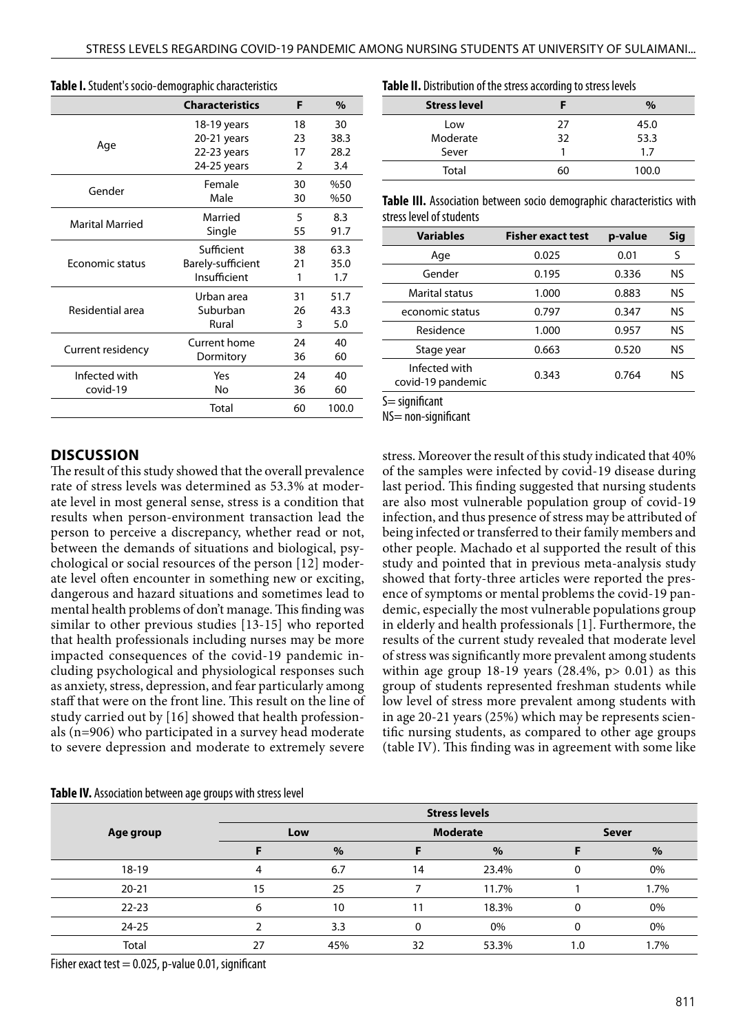**Table I.** Student's socio-demographic characteristics

| | Characteristics | F | % |
|---|---|---|---|
| Age | 18-19 years | 18 | 30 |
| | 20-21 years | 23 | 38.3 |
| | 22-23 years | 17 | 28.2 |
| | 24-25 years | 2 | 3.4 |
| Gender | Female | 30 | %50 |
| | Male | 30 | %50 |
| Marital Married | Married | 5 | 8.3 |
| | Single | 55 | 91.7 |
| Economic status | Sufficient | 38 | 63.3 |
| | Barely-sufficient | 21 | 35.0 |
| | Insufficient | 1 | 1.7 |
| Residential area | Urban area | 31 | 51.7 |
| | Suburban | 26 | 43.3 |
| | Rural | 3 | 5.0 |
| Current residency | Current home | 24 | 40 |
| | Dormitory | 36 | 60 |
| Infected with covid-19 | Yes | 24 | 40 |
| | No | 36 | 60 |
| | Total | 60 | 100.0 |

**Table II.** Distribution of the stress according to stress levels

| Stress level | F | % |
|---|---|---|
| Low | 27 | 45.0 |
| Moderate | 32 | 53.3 |
| Sever | 1 | 1.7 |
| Total | 60 | 100.0 |

**Table III.** Association between socio demographic characteristics with stress level of students

| Variables | Fisher exact test | p-value | Sig |
|---|---|---|---|
| Age | 0.025 | 0.01 | S |
| Gender | 0.195 | 0.336 | NS |
| Marital status | 1.000 | 0.883 | NS |
| economic status | 0.797 | 0.347 | NS |
| Residence | 1.000 | 0.957 | NS |
| Stage year | 0.663 | 0.520 | NS |
| Infected with covid-19 pandemic | 0.343 | 0.764 | NS |

S= significant
NS= non-significant

## DISCUSSION

The result of this study showed that the overall prevalence rate of stress levels was determined as 53.3% at moderate level in most general sense, stress is a condition that results when person-environment transaction lead the person to perceive a discrepancy, whether read or not, between the demands of situations and biological, psychological or social resources of the person [12] moderate level often encounter in something new or exciting, dangerous and hazard situations and sometimes lead to mental health problems of don't manage. This finding was similar to other previous studies [13-15] who reported that health professionals including nurses may be more impacted consequences of the covid-19 pandemic including psychological and physiological responses such as anxiety, stress, depression, and fear particularly among staff that were on the front line. This result on the line of study carried out by [16] showed that health professionals (n=906) who participated in a survey head moderate to severe depression and moderate to extremely severe stress. Moreover the result of this study indicated that 40% of the samples were infected by covid-19 disease during last period. This finding suggested that nursing students are also most vulnerable population group of covid-19 infection, and thus presence of stress may be attributed of being infected or transferred to their family members and other people. Machado et al supported the result of this study and pointed that in previous meta-analysis study showed that forty-three articles were reported the presence of symptoms or mental problems the covid-19 pandemic, especially the most vulnerable populations group in elderly and health professionals [1]. Furthermore, the results of the current study revealed that moderate level of stress was significantly more prevalent among students within age group 18-19 years (28.4%, p> 0.01) as this group of students represented freshman students while low level of stress more prevalent among students with in age 20-21 years (25%) which may be represents scientific nursing students, as compared to other age groups (table IV). This finding was in agreement with some like

**Table IV.** Association between age groups with stress level

| Age group | Stress levels | | | | | |
|---|---|---|---|---|---|---|
| | Low | | Moderate | | Sever | |
| | F | % | F | % | F | % |
| 18-19 | 4 | 6.7 | 14 | 23.4% | 0 | 0% |
| 20-21 | 15 | 25 | 7 | 11.7% | 1 | 1.7% |
| 22-23 | 6 | 10 | 11 | 18.3% | 0 | 0% |
| 24-25 | 2 | 3.3 | 0 | 0% | 0 | 0% |
| Total | 27 | 45% | 32 | 53.3% | 1.0 | 1.7% |

Fisher exact test = 0.025, p-value 0.01, significant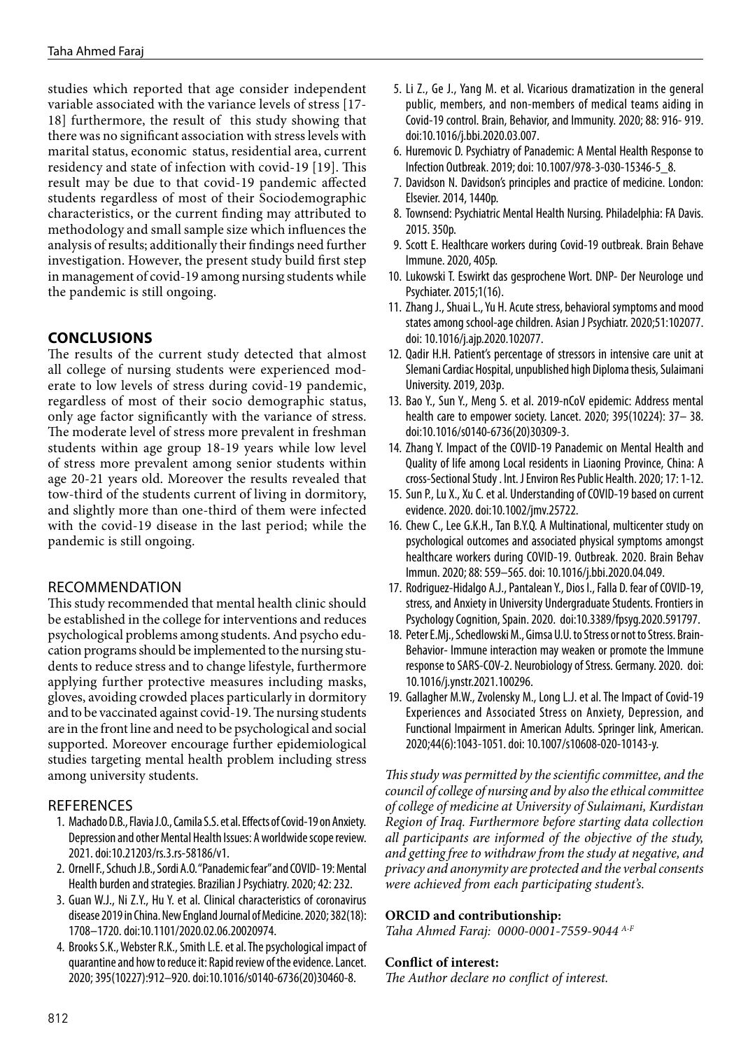studies which reported that age consider independent variable associated with the variance levels of stress [17-18] furthermore, the result of this study showing that there was no significant association with stress levels with marital status, economic status, residential area, current residency and state of infection with covid-19 [19]. This result may be due to that covid-19 pandemic affected students regardless of most of their Sociodemographic characteristics, or the current finding may attributed to methodology and small sample size which influences the analysis of results; additionally their findings need further investigation. However, the present study build first step in management of covid-19 among nursing students while the pandemic is still ongoing.

## CONCLUSIONS

The results of the current study detected that almost all college of nursing students were experienced moderate to low levels of stress during covid-19 pandemic, regardless of most of their socio demographic status, only age factor significantly with the variance of stress. The moderate level of stress more prevalent in freshman students within age group 18-19 years while low level of stress more prevalent among senior students within age 20-21 years old. Moreover the results revealed that tow-third of the students current of living in dormitory, and slightly more than one-third of them were infected with the covid-19 disease in the last period; while the pandemic is still ongoing.

## RECOMMENDATION

This study recommended that mental health clinic should be established in the college for interventions and reduces psychological problems among students. And psycho education programs should be implemented to the nursing students to reduce stress and to change lifestyle, furthermore applying further protective measures including masks, gloves, avoiding crowded places particularly in dormitory and to be vaccinated against covid-19. The nursing students are in the front line and need to be psychological and social supported. Moreover encourage further epidemiological studies targeting mental health problem including stress among university students.

## REFERENCES

1. Machado D.B., Flavia J.O., Camila S.S. et al. Effects of Covid-19 on Anxiety. Depression and other Mental Health Issues: A worldwide scope review. 2021. doi:10.21203/rs.3.rs-58186/v1.
2. Ornell F., Schuch J.B., Sordi A.O. "Panademic fear" and COVID- 19: Mental Health burden and strategies. Brazilian J Psychiatry. 2020; 42: 232.
3. Guan W.J., Ni Z.Y., Hu Y. et al. Clinical characteristics of coronavirus disease 2019 in China. New England Journal of Medicine. 2020; 382(18): 1708–1720. doi:10.1101/2020.02.06.20020974.
4. Brooks S.K., Webster R.K., Smith L.E. et al. The psychological impact of quarantine and how to reduce it: Rapid review of the evidence. Lancet. 2020; 395(10227):912–920. doi:10.1016/s0140-6736(20)30460-8.
5. Li Z., Ge J., Yang M. et al. Vicarious dramatization in the general public, members, and non-members of medical teams aiding in Covid-19 control. Brain, Behavior, and Immunity. 2020; 88: 916- 919. doi:10.1016/j.bbi.2020.03.007.
6. Huremovic D. Psychiatry of Panademic: A Mental Health Response to Infection Outbreak. 2019; doi: 10.1007/978-3-030-15346-5_8.
7. Davidson N. Davidson's principles and practice of medicine. London: Elsevier. 2014, 1440p.
8. Townsend: Psychiatric Mental Health Nursing. Philadelphia: FA Davis. 2015. 350p.
9. Scott E. Healthcare workers during Covid-19 outbreak. Brain Behave Immune. 2020, 405p.
10. Lukowski T. Eswirkt das gesprochene Wort. DNP- Der Neurologe und Psychiater. 2015;1(16).
11. Zhang J., Shuai L., Yu H. Acute stress, behavioral symptoms and mood states among school-age children. Asian J Psychiatr. 2020;51:102077. doi: 10.1016/j.ajp.2020.102077.
12. Qadir H.H. Patient's percentage of stressors in intensive care unit at Slemani Cardiac Hospital, unpublished high Diploma thesis, Sulaimani University. 2019, 203p.
13. Bao Y., Sun Y., Meng S. et al. 2019-nCoV epidemic: Address mental health care to empower society. Lancet. 2020; 395(10224): 37– 38. doi:10.1016/s0140-6736(20)30309-3.
14. Zhang Y. Impact of the COVID-19 Panademic on Mental Health and Quality of life among Local residents in Liaoning Province, China: A cross-Sectional Study . Int. J Environ Res Public Health. 2020; 17: 1-12.
15. Sun P., Lu X., Xu C. et al. Understanding of COVID-19 based on current evidence. 2020. doi:10.1002/jmv.25722.
16. Chew C., Lee G.K.H., Tan B.Y.Q. A Multinational, multicenter study on psychological outcomes and associated physical symptoms amongst healthcare workers during COVID-19. Outbreak. 2020. Brain Behav Immun. 2020; 88: 559–565. doi: 10.1016/j.bbi.2020.04.049.
17. Rodriguez-Hidalgo A.J., Pantalean Y., Dios I., Falla D. fear of COVID-19, stress, and Anxiety in University Undergraduate Students. Frontiers in Psychology Cognition, Spain. 2020. doi:10.3389/fpsyg.2020.591797.
18. Peter E.Mj., Schedlowski M., Gimsa U.U. to Stress or not to Stress. Brain-Behavior- Immune interaction may weaken or promote the Immune response to SARS-COV-2. Neurobiology of Stress. Germany. 2020. doi: 10.1016/j.ynstr.2021.100296.
19. Gallagher M.W., Zvolensky M., Long L.J. et al. The Impact of Covid-19 Experiences and Associated Stress on Anxiety, Depression, and Functional Impairment in American Adults. Springer link, American. 2020;44(6):1043-1051. doi: 10.1007/s10608-020-10143-y.

*This study was permitted by the scientific committee, and the council of college of nursing and by also the ethical committee of college of medicine at University of Sulaimani, Kurdistan Region of Iraq. Furthermore before starting data collection all participants are informed of the objective of the study, and getting free to withdraw from the study at negative, and privacy and anonymity are protected and the verbal consents were achieved from each participating student's.*

**ORCID and contributionship:**

*Taha Ahmed Faraj: 0000-0001-7559-9044* [A-F]

**Conflict of interest:**

*The Author declare no conflict of interest.*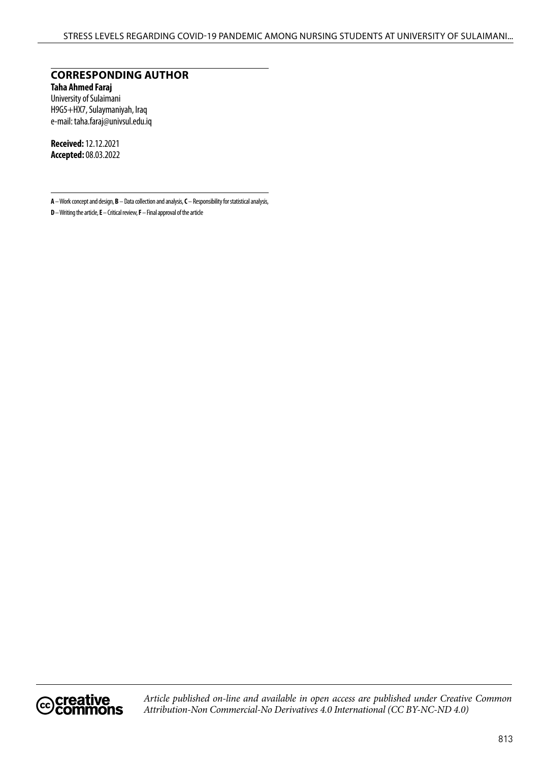## CORRESPONDING AUTHOR

**Taha Ahmed Faraj**
University of Sulaimani
H9G5+HX7, Sulaymaniyah, Iraq
e-mail: taha.faraj@univsul.edu.iq

**Received:** 12.12.2021
**Accepted:** 08.03.2022

**A** – Work concept and design, **B** – Data collection and analysis, **C** – Responsibility for statistical analysis,
**D** – Writing the article, **E** – Critical review, **F** – Final approval of the article

*Article published on-line and available in open access are published under Creative Common Attribution-Non Commercial-No Derivatives 4.0 International (CC BY-NC-ND 4.0)*